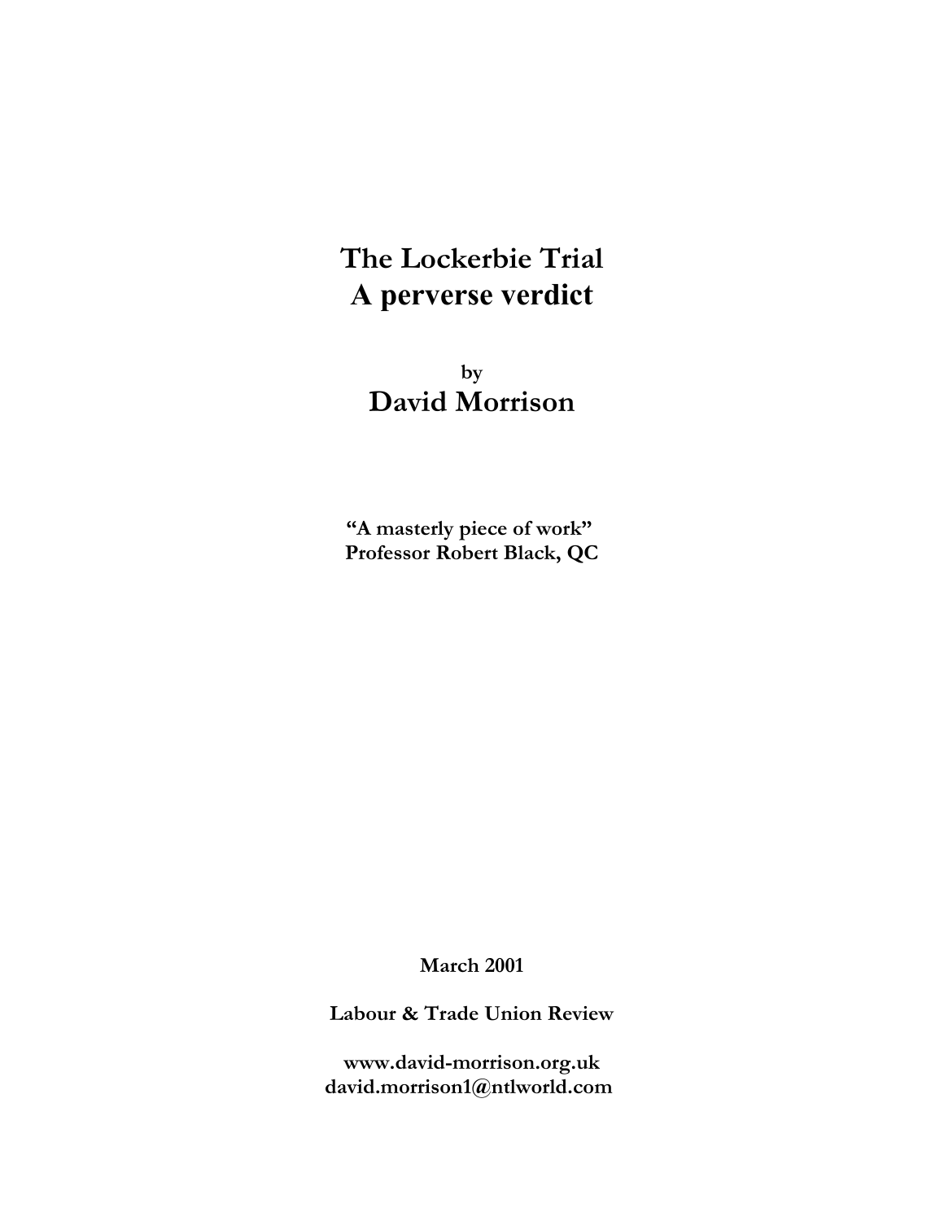# The Lockerbie Trial
# A perverse verdict

by

## David Morrison

**"A masterly piece of work"**
**Professor Robert Black, QC**

**March 2001**

**Labour & Trade Union Review**

**www.david-morrison.org.uk**
**david.morrison1@ntlworld.com**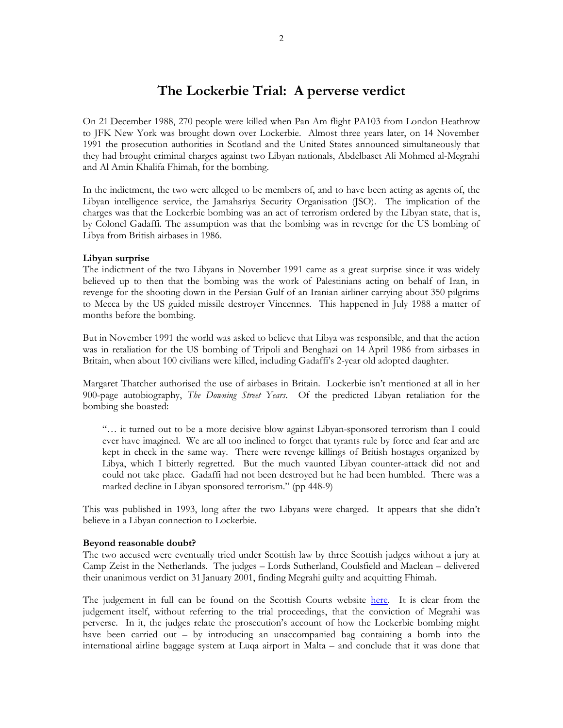# The Lockerbie Trial: A perverse verdict

On 21 December 1988, 270 people were killed when Pan Am flight PA103 from London Heathrow to JFK New York was brought down over Lockerbie. Almost three years later, on 14 November 1991 the prosecution authorities in Scotland and the United States announced simultaneously that they had brought criminal charges against two Libyan nationals, Abdelbaset Ali Mohmed al-Megrahi and Al Amin Khalifa Fhimah, for the bombing.

In the indictment, the two were alleged to be members of, and to have been acting as agents of, the Libyan intelligence service, the Jamahariya Security Organisation (JSO). The implication of the charges was that the Lockerbie bombing was an act of terrorism ordered by the Libyan state, that is, by Colonel Gadaffi. The assumption was that the bombing was in revenge for the US bombing of Libya from British airbases in 1986.

**Libyan surprise**

The indictment of the two Libyans in November 1991 came as a great surprise since it was widely believed up to then that the bombing was the work of Palestinians acting on behalf of Iran, in revenge for the shooting down in the Persian Gulf of an Iranian airliner carrying about 350 pilgrims to Mecca by the US guided missile destroyer Vincennes. This happened in July 1988 a matter of months before the bombing.

But in November 1991 the world was asked to believe that Libya was responsible, and that the action was in retaliation for the US bombing of Tripoli and Benghazi on 14 April 1986 from airbases in Britain, when about 100 civilians were killed, including Gadaffi's 2-year old adopted daughter.

Margaret Thatcher authorised the use of airbases in Britain. Lockerbie isn't mentioned at all in her 900-page autobiography, *The Downing Street Years*. Of the predicted Libyan retaliation for the bombing she boasted:

> "… it turned out to be a more decisive blow against Libyan-sponsored terrorism than I could ever have imagined. We are all too inclined to forget that tyrants rule by force and fear and are kept in check in the same way. There were revenge killings of British hostages organized by Libya, which I bitterly regretted. But the much vaunted Libyan counter-attack did not and could not take place. Gadaffi had not been destroyed but he had been humbled. There was a marked decline in Libyan sponsored terrorism." (pp 448-9)

This was published in 1993, long after the two Libyans were charged. It appears that she didn't believe in a Libyan connection to Lockerbie.

**Beyond reasonable doubt?**

The two accused were eventually tried under Scottish law by three Scottish judges without a jury at Camp Zeist in the Netherlands. The judges – Lords Sutherland, Coulsfield and Maclean – delivered their unanimous verdict on 31 January 2001, finding Megrahi guilty and acquitting Fhimah.

The judgement in full can be found on the Scottish Courts website here. It is clear from the judgement itself, without referring to the trial proceedings, that the conviction of Megrahi was perverse. In it, the judges relate the prosecution's account of how the Lockerbie bombing might have been carried out – by introducing an unaccompanied bag containing a bomb into the international airline baggage system at Luqa airport in Malta – and conclude that it was done that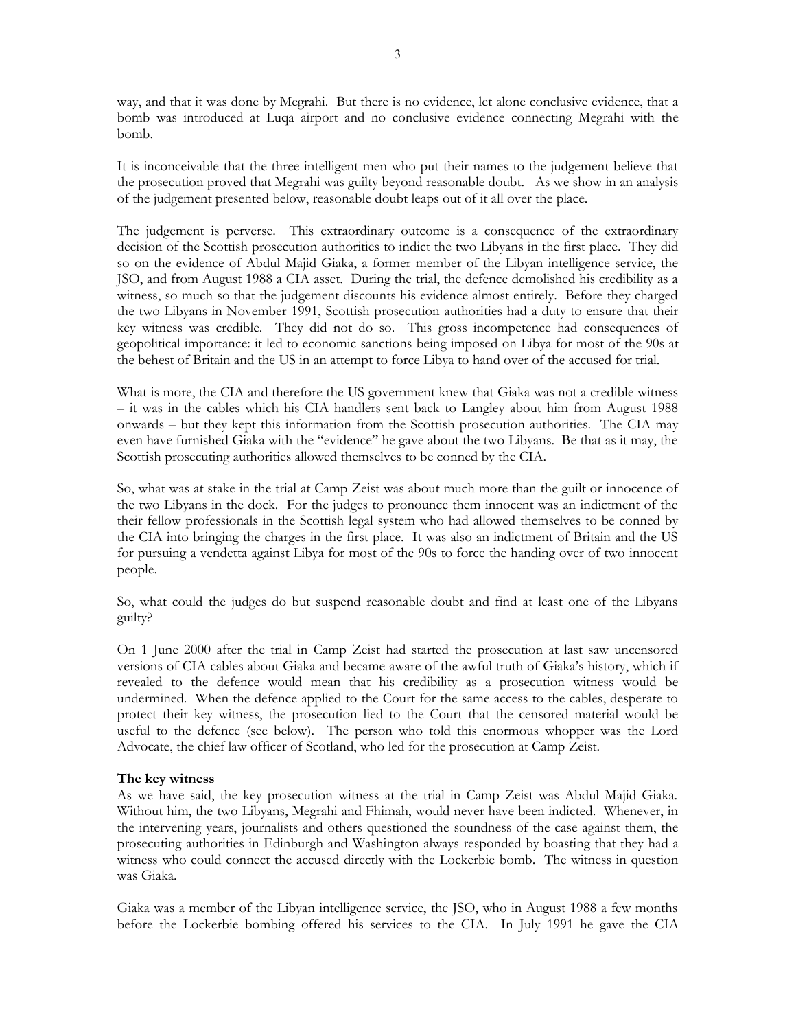way, and that it was done by Megrahi. But there is no evidence, let alone conclusive evidence, that a bomb was introduced at Luqa airport and no conclusive evidence connecting Megrahi with the bomb.

It is inconceivable that the three intelligent men who put their names to the judgement believe that the prosecution proved that Megrahi was guilty beyond reasonable doubt. As we show in an analysis of the judgement presented below, reasonable doubt leaps out of it all over the place.

The judgement is perverse. This extraordinary outcome is a consequence of the extraordinary decision of the Scottish prosecution authorities to indict the two Libyans in the first place. They did so on the evidence of Abdul Majid Giaka, a former member of the Libyan intelligence service, the JSO, and from August 1988 a CIA asset. During the trial, the defence demolished his credibility as a witness, so much so that the judgement discounts his evidence almost entirely. Before they charged the two Libyans in November 1991, Scottish prosecution authorities had a duty to ensure that their key witness was credible. They did not do so. This gross incompetence had consequences of geopolitical importance: it led to economic sanctions being imposed on Libya for most of the 90s at the behest of Britain and the US in an attempt to force Libya to hand over of the accused for trial.

What is more, the CIA and therefore the US government knew that Giaka was not a credible witness – it was in the cables which his CIA handlers sent back to Langley about him from August 1988 onwards – but they kept this information from the Scottish prosecution authorities. The CIA may even have furnished Giaka with the "evidence" he gave about the two Libyans. Be that as it may, the Scottish prosecuting authorities allowed themselves to be conned by the CIA.

So, what was at stake in the trial at Camp Zeist was about much more than the guilt or innocence of the two Libyans in the dock. For the judges to pronounce them innocent was an indictment of the their fellow professionals in the Scottish legal system who had allowed themselves to be conned by the CIA into bringing the charges in the first place. It was also an indictment of Britain and the US for pursuing a vendetta against Libya for most of the 90s to force the handing over of two innocent people.

So, what could the judges do but suspend reasonable doubt and find at least one of the Libyans guilty?

On 1 June 2000 after the trial in Camp Zeist had started the prosecution at last saw uncensored versions of CIA cables about Giaka and became aware of the awful truth of Giaka's history, which if revealed to the defence would mean that his credibility as a prosecution witness would be undermined. When the defence applied to the Court for the same access to the cables, desperate to protect their key witness, the prosecution lied to the Court that the censored material would be useful to the defence (see below). The person who told this enormous whopper was the Lord Advocate, the chief law officer of Scotland, who led for the prosecution at Camp Zeist.

**The key witness**

As we have said, the key prosecution witness at the trial in Camp Zeist was Abdul Majid Giaka. Without him, the two Libyans, Megrahi and Fhimah, would never have been indicted. Whenever, in the intervening years, journalists and others questioned the soundness of the case against them, the prosecuting authorities in Edinburgh and Washington always responded by boasting that they had a witness who could connect the accused directly with the Lockerbie bomb. The witness in question was Giaka.

Giaka was a member of the Libyan intelligence service, the JSO, who in August 1988 a few months before the Lockerbie bombing offered his services to the CIA. In July 1991 he gave the CIA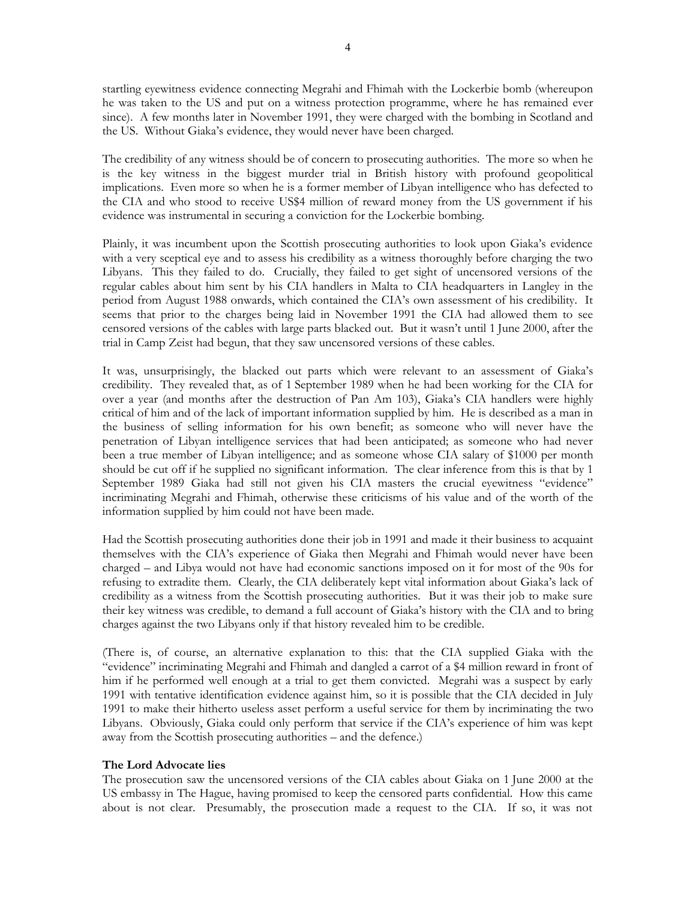startling eyewitness evidence connecting Megrahi and Fhimah with the Lockerbie bomb (whereupon he was taken to the US and put on a witness protection programme, where he has remained ever since). A few months later in November 1991, they were charged with the bombing in Scotland and the US. Without Giaka's evidence, they would never have been charged.

The credibility of any witness should be of concern to prosecuting authorities. The more so when he is the key witness in the biggest murder trial in British history with profound geopolitical implications. Even more so when he is a former member of Libyan intelligence who has defected to the CIA and who stood to receive US$4 million of reward money from the US government if his evidence was instrumental in securing a conviction for the Lockerbie bombing.

Plainly, it was incumbent upon the Scottish prosecuting authorities to look upon Giaka's evidence with a very sceptical eye and to assess his credibility as a witness thoroughly before charging the two Libyans. This they failed to do. Crucially, they failed to get sight of uncensored versions of the regular cables about him sent by his CIA handlers in Malta to CIA headquarters in Langley in the period from August 1988 onwards, which contained the CIA's own assessment of his credibility. It seems that prior to the charges being laid in November 1991 the CIA had allowed them to see censored versions of the cables with large parts blacked out. But it wasn't until 1 June 2000, after the trial in Camp Zeist had begun, that they saw uncensored versions of these cables.

It was, unsurprisingly, the blacked out parts which were relevant to an assessment of Giaka's credibility. They revealed that, as of 1 September 1989 when he had been working for the CIA for over a year (and months after the destruction of Pan Am 103), Giaka's CIA handlers were highly critical of him and of the lack of important information supplied by him. He is described as a man in the business of selling information for his own benefit; as someone who will never have the penetration of Libyan intelligence services that had been anticipated; as someone who had never been a true member of Libyan intelligence; and as someone whose CIA salary of $1000 per month should be cut off if he supplied no significant information. The clear inference from this is that by 1 September 1989 Giaka had still not given his CIA masters the crucial eyewitness "evidence" incriminating Megrahi and Fhimah, otherwise these criticisms of his value and of the worth of the information supplied by him could not have been made.

Had the Scottish prosecuting authorities done their job in 1991 and made it their business to acquaint themselves with the CIA's experience of Giaka then Megrahi and Fhimah would never have been charged – and Libya would not have had economic sanctions imposed on it for most of the 90s for refusing to extradite them. Clearly, the CIA deliberately kept vital information about Giaka's lack of credibility as a witness from the Scottish prosecuting authorities. But it was their job to make sure their key witness was credible, to demand a full account of Giaka's history with the CIA and to bring charges against the two Libyans only if that history revealed him to be credible.

(There is, of course, an alternative explanation to this: that the CIA supplied Giaka with the "evidence" incriminating Megrahi and Fhimah and dangled a carrot of a $4 million reward in front of him if he performed well enough at a trial to get them convicted. Megrahi was a suspect by early 1991 with tentative identification evidence against him, so it is possible that the CIA decided in July 1991 to make their hitherto useless asset perform a useful service for them by incriminating the two Libyans. Obviously, Giaka could only perform that service if the CIA's experience of him was kept away from the Scottish prosecuting authorities – and the defence.)

**The Lord Advocate lies**

The prosecution saw the uncensored versions of the CIA cables about Giaka on 1 June 2000 at the US embassy in The Hague, having promised to keep the censored parts confidential. How this came about is not clear. Presumably, the prosecution made a request to the CIA. If so, it was not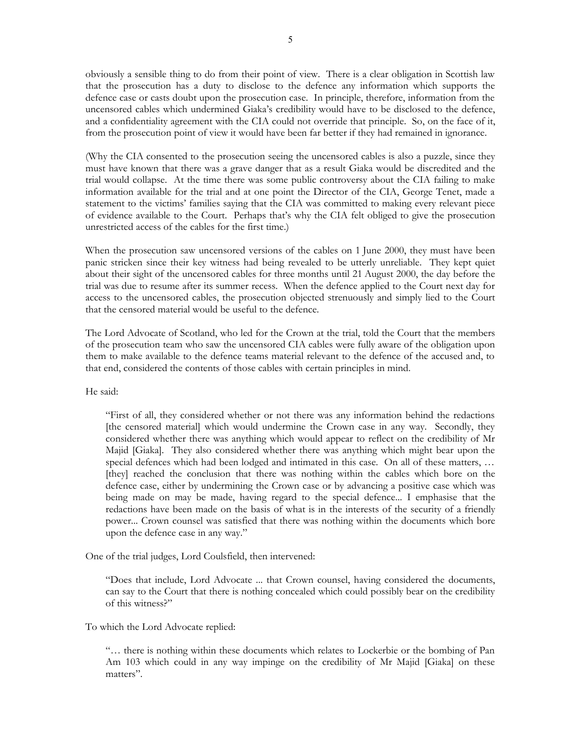obviously a sensible thing to do from their point of view. There is a clear obligation in Scottish law that the prosecution has a duty to disclose to the defence any information which supports the defence case or casts doubt upon the prosecution case. In principle, therefore, information from the uncensored cables which undermined Giaka's credibility would have to be disclosed to the defence, and a confidentiality agreement with the CIA could not override that principle. So, on the face of it, from the prosecution point of view it would have been far better if they had remained in ignorance.

(Why the CIA consented to the prosecution seeing the uncensored cables is also a puzzle, since they must have known that there was a grave danger that as a result Giaka would be discredited and the trial would collapse. At the time there was some public controversy about the CIA failing to make information available for the trial and at one point the Director of the CIA, George Tenet, made a statement to the victims' families saying that the CIA was committed to making every relevant piece of evidence available to the Court. Perhaps that's why the CIA felt obliged to give the prosecution unrestricted access of the cables for the first time.)

When the prosecution saw uncensored versions of the cables on 1 June 2000, they must have been panic stricken since their key witness had being revealed to be utterly unreliable. They kept quiet about their sight of the uncensored cables for three months until 21 August 2000, the day before the trial was due to resume after its summer recess. When the defence applied to the Court next day for access to the uncensored cables, the prosecution objected strenuously and simply lied to the Court that the censored material would be useful to the defence.

The Lord Advocate of Scotland, who led for the Crown at the trial, told the Court that the members of the prosecution team who saw the uncensored CIA cables were fully aware of the obligation upon them to make available to the defence teams material relevant to the defence of the accused and, to that end, considered the contents of those cables with certain principles in mind.

He said:

> "First of all, they considered whether or not there was any information behind the redactions [the censored material] which would undermine the Crown case in any way. Secondly, they considered whether there was anything which would appear to reflect on the credibility of Mr Majid [Giaka]. They also considered whether there was anything which might bear upon the special defences which had been lodged and intimated in this case. On all of these matters, … [they] reached the conclusion that there was nothing within the cables which bore on the defence case, either by undermining the Crown case or by advancing a positive case which was being made on may be made, having regard to the special defence... I emphasise that the redactions have been made on the basis of what is in the interests of the security of a friendly power... Crown counsel was satisfied that there was nothing within the documents which bore upon the defence case in any way."

One of the trial judges, Lord Coulsfield, then intervened:

> "Does that include, Lord Advocate ... that Crown counsel, having considered the documents, can say to the Court that there is nothing concealed which could possibly bear on the credibility of this witness?"

To which the Lord Advocate replied:

> "… there is nothing within these documents which relates to Lockerbie or the bombing of Pan Am 103 which could in any way impinge on the credibility of Mr Majid [Giaka] on these matters".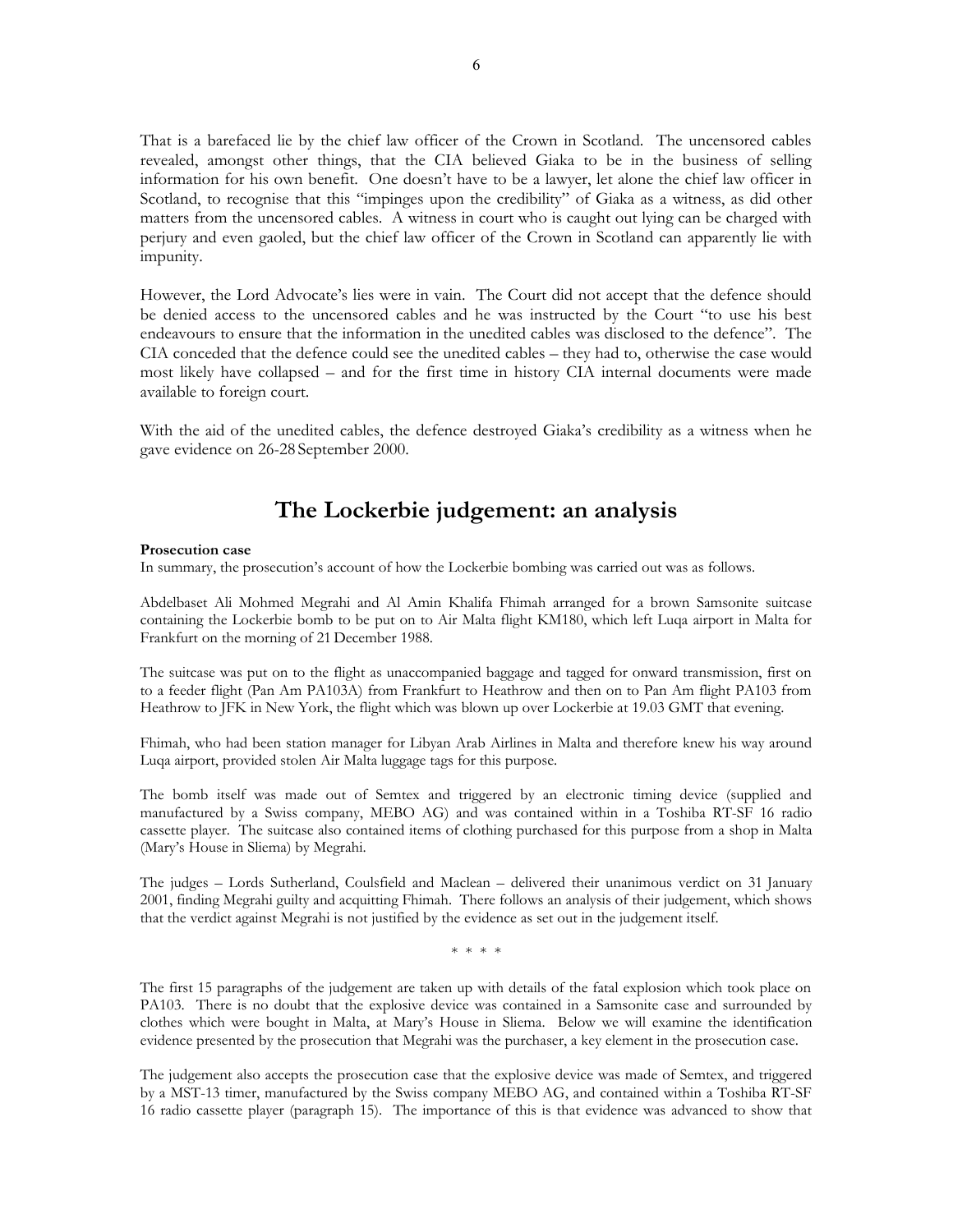That is a barefaced lie by the chief law officer of the Crown in Scotland. The uncensored cables revealed, amongst other things, that the CIA believed Giaka to be in the business of selling information for his own benefit. One doesn't have to be a lawyer, let alone the chief law officer in Scotland, to recognise that this "impinges upon the credibility" of Giaka as a witness, as did other matters from the uncensored cables. A witness in court who is caught out lying can be charged with perjury and even gaoled, but the chief law officer of the Crown in Scotland can apparently lie with impunity.

However, the Lord Advocate's lies were in vain. The Court did not accept that the defence should be denied access to the uncensored cables and he was instructed by the Court "to use his best endeavours to ensure that the information in the unedited cables was disclosed to the defence". The CIA conceded that the defence could see the unedited cables – they had to, otherwise the case would most likely have collapsed – and for the first time in history CIA internal documents were made available to foreign court.

With the aid of the unedited cables, the defence destroyed Giaka's credibility as a witness when he gave evidence on 26-28 September 2000.

## The Lockerbie judgement: an analysis

**Prosecution case**

In summary, the prosecution's account of how the Lockerbie bombing was carried out was as follows.

Abdelbaset Ali Mohmed Megrahi and Al Amin Khalifa Fhimah arranged for a brown Samsonite suitcase containing the Lockerbie bomb to be put on to Air Malta flight KM180, which left Luqa airport in Malta for Frankfurt on the morning of 21 December 1988.

The suitcase was put on to the flight as unaccompanied baggage and tagged for onward transmission, first on to a feeder flight (Pan Am PA103A) from Frankfurt to Heathrow and then on to Pan Am flight PA103 from Heathrow to JFK in New York, the flight which was blown up over Lockerbie at 19.03 GMT that evening.

Fhimah, who had been station manager for Libyan Arab Airlines in Malta and therefore knew his way around Luqa airport, provided stolen Air Malta luggage tags for this purpose.

The bomb itself was made out of Semtex and triggered by an electronic timing device (supplied and manufactured by a Swiss company, MEBO AG) and was contained within in a Toshiba RT-SF 16 radio cassette player. The suitcase also contained items of clothing purchased for this purpose from a shop in Malta (Mary's House in Sliema) by Megrahi.

The judges – Lords Sutherland, Coulsfield and Maclean – delivered their unanimous verdict on 31 January 2001, finding Megrahi guilty and acquitting Fhimah. There follows an analysis of their judgement, which shows that the verdict against Megrahi is not justified by the evidence as set out in the judgement itself.

\* \* \* \*

The first 15 paragraphs of the judgement are taken up with details of the fatal explosion which took place on PA103. There is no doubt that the explosive device was contained in a Samsonite case and surrounded by clothes which were bought in Malta, at Mary's House in Sliema. Below we will examine the identification evidence presented by the prosecution that Megrahi was the purchaser, a key element in the prosecution case.

The judgement also accepts the prosecution case that the explosive device was made of Semtex, and triggered by a MST-13 timer, manufactured by the Swiss company MEBO AG, and contained within a Toshiba RT-SF 16 radio cassette player (paragraph 15). The importance of this is that evidence was advanced to show that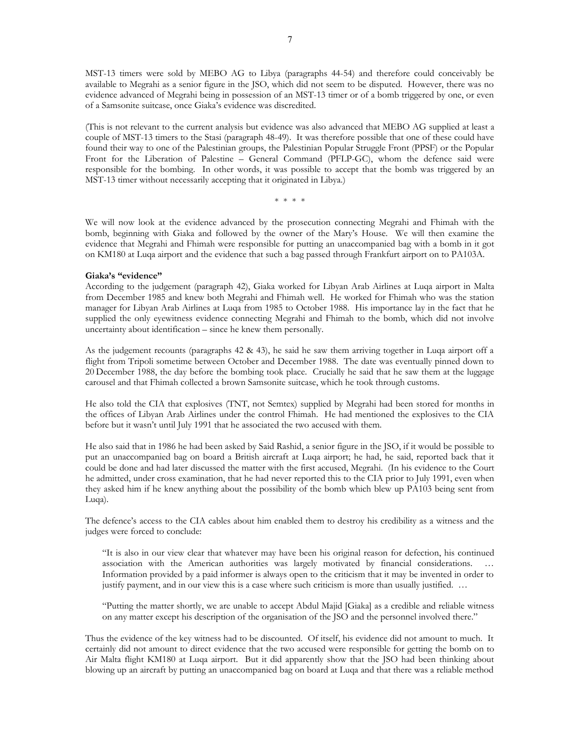MST-13 timers were sold by MEBO AG to Libya (paragraphs 44-54) and therefore could conceivably be available to Megrahi as a senior figure in the JSO, which did not seem to be disputed. However, there was no evidence advanced of Megrahi being in possession of an MST-13 timer or of a bomb triggered by one, or even of a Samsonite suitcase, once Giaka's evidence was discredited.

(This is not relevant to the current analysis but evidence was also advanced that MEBO AG supplied at least a couple of MST-13 timers to the Stasi (paragraph 48-49). It was therefore possible that one of these could have found their way to one of the Palestinian groups, the Palestinian Popular Struggle Front (PPSF) or the Popular Front for the Liberation of Palestine – General Command (PFLP-GC), whom the defence said were responsible for the bombing. In other words, it was possible to accept that the bomb was triggered by an MST-13 timer without necessarily accepting that it originated in Libya.)

\* \* \* \*

We will now look at the evidence advanced by the prosecution connecting Megrahi and Fhimah with the bomb, beginning with Giaka and followed by the owner of the Mary's House. We will then examine the evidence that Megrahi and Fhimah were responsible for putting an unaccompanied bag with a bomb in it got on KM180 at Luqa airport and the evidence that such a bag passed through Frankfurt airport on to PA103A.

**Giaka's "evidence"**

According to the judgement (paragraph 42), Giaka worked for Libyan Arab Airlines at Luqa airport in Malta from December 1985 and knew both Megrahi and Fhimah well. He worked for Fhimah who was the station manager for Libyan Arab Airlines at Luqa from 1985 to October 1988. His importance lay in the fact that he supplied the only eyewitness evidence connecting Megrahi and Fhimah to the bomb, which did not involve uncertainty about identification – since he knew them personally.

As the judgement recounts (paragraphs 42 & 43), he said he saw them arriving together in Luqa airport off a flight from Tripoli sometime between October and December 1988. The date was eventually pinned down to 20 December 1988, the day before the bombing took place. Crucially he said that he saw them at the luggage carousel and that Fhimah collected a brown Samsonite suitcase, which he took through customs.

He also told the CIA that explosives (TNT, not Semtex) supplied by Megrahi had been stored for months in the offices of Libyan Arab Airlines under the control Fhimah. He had mentioned the explosives to the CIA before but it wasn't until July 1991 that he associated the two accused with them.

He also said that in 1986 he had been asked by Said Rashid, a senior figure in the JSO, if it would be possible to put an unaccompanied bag on board a British aircraft at Luqa airport; he had, he said, reported back that it could be done and had later discussed the matter with the first accused, Megrahi. (In his evidence to the Court he admitted, under cross examination, that he had never reported this to the CIA prior to July 1991, even when they asked him if he knew anything about the possibility of the bomb which blew up PA103 being sent from Luqa).

The defence's access to the CIA cables about him enabled them to destroy his credibility as a witness and the judges were forced to conclude:

> "It is also in our view clear that whatever may have been his original reason for defection, his continued association with the American authorities was largely motivated by financial considerations. … Information provided by a paid informer is always open to the criticism that it may be invented in order to justify payment, and in our view this is a case where such criticism is more than usually justified. …
>
> "Putting the matter shortly, we are unable to accept Abdul Majid [Giaka] as a credible and reliable witness on any matter except his description of the organisation of the JSO and the personnel involved there."

Thus the evidence of the key witness had to be discounted. Of itself, his evidence did not amount to much. It certainly did not amount to direct evidence that the two accused were responsible for getting the bomb on to Air Malta flight KM180 at Luqa airport. But it did apparently show that the JSO had been thinking about blowing up an aircraft by putting an unaccompanied bag on board at Luqa and that there was a reliable method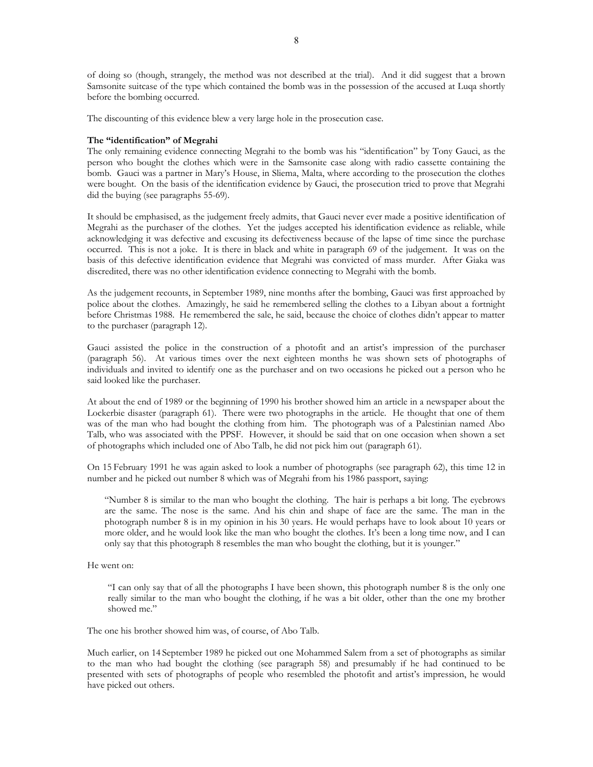of doing so (though, strangely, the method was not described at the trial). And it did suggest that a brown Samsonite suitcase of the type which contained the bomb was in the possession of the accused at Luqa shortly before the bombing occurred.

The discounting of this evidence blew a very large hole in the prosecution case.

**The "identification" of Megrahi**

The only remaining evidence connecting Megrahi to the bomb was his "identification" by Tony Gauci, as the person who bought the clothes which were in the Samsonite case along with radio cassette containing the bomb. Gauci was a partner in Mary's House, in Sliema, Malta, where according to the prosecution the clothes were bought. On the basis of the identification evidence by Gauci, the prosecution tried to prove that Megrahi did the buying (see paragraphs 55-69).

It should be emphasised, as the judgement freely admits, that Gauci never ever made a positive identification of Megrahi as the purchaser of the clothes. Yet the judges accepted his identification evidence as reliable, while acknowledging it was defective and excusing its defectiveness because of the lapse of time since the purchase occurred. This is not a joke. It is there in black and white in paragraph 69 of the judgement. It was on the basis of this defective identification evidence that Megrahi was convicted of mass murder. After Giaka was discredited, there was no other identification evidence connecting to Megrahi with the bomb.

As the judgement recounts, in September 1989, nine months after the bombing, Gauci was first approached by police about the clothes. Amazingly, he said he remembered selling the clothes to a Libyan about a fortnight before Christmas 1988. He remembered the sale, he said, because the choice of clothes didn't appear to matter to the purchaser (paragraph 12).

Gauci assisted the police in the construction of a photofit and an artist's impression of the purchaser (paragraph 56). At various times over the next eighteen months he was shown sets of photographs of individuals and invited to identify one as the purchaser and on two occasions he picked out a person who he said looked like the purchaser.

At about the end of 1989 or the beginning of 1990 his brother showed him an article in a newspaper about the Lockerbie disaster (paragraph 61). There were two photographs in the article. He thought that one of them was of the man who had bought the clothing from him. The photograph was of a Palestinian named Abo Talb, who was associated with the PPSF. However, it should be said that on one occasion when shown a set of photographs which included one of Abo Talb, he did not pick him out (paragraph 61).

On 15 February 1991 he was again asked to look a number of photographs (see paragraph 62), this time 12 in number and he picked out number 8 which was of Megrahi from his 1986 passport, saying:

> "Number 8 is similar to the man who bought the clothing. The hair is perhaps a bit long. The eyebrows are the same. The nose is the same. And his chin and shape of face are the same. The man in the photograph number 8 is in my opinion in his 30 years. He would perhaps have to look about 10 years or more older, and he would look like the man who bought the clothes. It's been a long time now, and I can only say that this photograph 8 resembles the man who bought the clothing, but it is younger."

He went on:

> "I can only say that of all the photographs I have been shown, this photograph number 8 is the only one really similar to the man who bought the clothing, if he was a bit older, other than the one my brother showed me."

The one his brother showed him was, of course, of Abo Talb.

Much earlier, on 14 September 1989 he picked out one Mohammed Salem from a set of photographs as similar to the man who had bought the clothing (see paragraph 58) and presumably if he had continued to be presented with sets of photographs of people who resembled the photofit and artist's impression, he would have picked out others.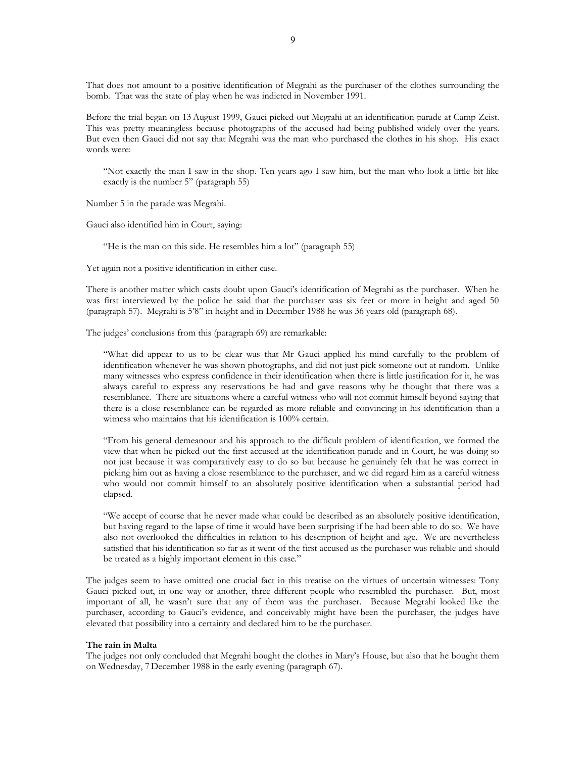That does not amount to a positive identification of Megrahi as the purchaser of the clothes surrounding the bomb. That was the state of play when he was indicted in November 1991.

Before the trial began on 13 August 1999, Gauci picked out Megrahi at an identification parade at Camp Zeist. This was pretty meaningless because photographs of the accused had being published widely over the years. But even then Gauci did not say that Megrahi was the man who purchased the clothes in his shop. His exact words were:

> "Not exactly the man I saw in the shop. Ten years ago I saw him, but the man who look a little bit like exactly is the number 5" (paragraph 55)

Number 5 in the parade was Megrahi.

Gauci also identified him in Court, saying:

> "He is the man on this side. He resembles him a lot" (paragraph 55)

Yet again not a positive identification in either case.

There is another matter which casts doubt upon Gauci's identification of Megrahi as the purchaser. When he was first interviewed by the police he said that the purchaser was six feet or more in height and aged 50 (paragraph 57). Megrahi is 5'8" in height and in December 1988 he was 36 years old (paragraph 68).

The judges' conclusions from this (paragraph 69) are remarkable:

> "What did appear to us to be clear was that Mr Gauci applied his mind carefully to the problem of identification whenever he was shown photographs, and did not just pick someone out at random. Unlike many witnesses who express confidence in their identification when there is little justification for it, he was always careful to express any reservations he had and gave reasons why he thought that there was a resemblance. There are situations where a careful witness who will not commit himself beyond saying that there is a close resemblance can be regarded as more reliable and convincing in his identification than a witness who maintains that his identification is 100% certain.
>
> "From his general demeanour and his approach to the difficult problem of identification, we formed the view that when he picked out the first accused at the identification parade and in Court, he was doing so not just because it was comparatively easy to do so but because he genuinely felt that he was correct in picking him out as having a close resemblance to the purchaser, and we did regard him as a careful witness who would not commit himself to an absolutely positive identification when a substantial period had elapsed.
>
> "We accept of course that he never made what could be described as an absolutely positive identification, but having regard to the lapse of time it would have been surprising if he had been able to do so. We have also not overlooked the difficulties in relation to his description of height and age. We are nevertheless satisfied that his identification so far as it went of the first accused as the purchaser was reliable and should be treated as a highly important element in this case."

The judges seem to have omitted one crucial fact in this treatise on the virtues of uncertain witnesses: Tony Gauci picked out, in one way or another, three different people who resembled the purchaser. But, most important of all, he wasn't sure that any of them was the purchaser. Because Megrahi looked like the purchaser, according to Gauci's evidence, and conceivably might have been the purchaser, the judges have elevated that possibility into a certainty and declared him to be the purchaser.

**The rain in Malta**

The judges not only concluded that Megrahi bought the clothes in Mary's House, but also that he bought them on Wednesday, 7 December 1988 in the early evening (paragraph 67).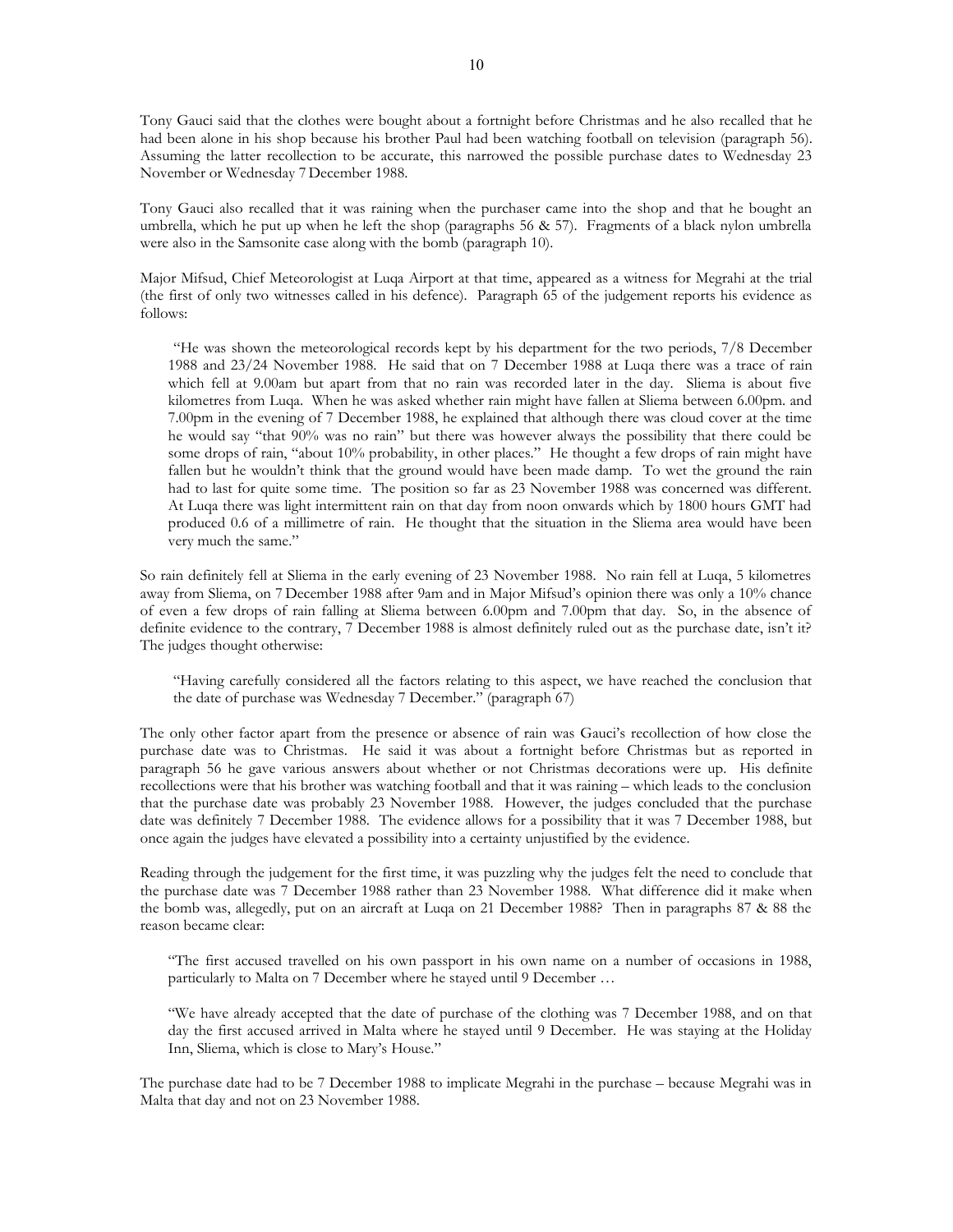Tony Gauci said that the clothes were bought about a fortnight before Christmas and he also recalled that he had been alone in his shop because his brother Paul had been watching football on television (paragraph 56). Assuming the latter recollection to be accurate, this narrowed the possible purchase dates to Wednesday 23 November or Wednesday 7 December 1988.

Tony Gauci also recalled that it was raining when the purchaser came into the shop and that he bought an umbrella, which he put up when he left the shop (paragraphs 56 & 57). Fragments of a black nylon umbrella were also in the Samsonite case along with the bomb (paragraph 10).

Major Mifsud, Chief Meteorologist at Luqa Airport at that time, appeared as a witness for Megrahi at the trial (the first of only two witnesses called in his defence). Paragraph 65 of the judgement reports his evidence as follows:

> "He was shown the meteorological records kept by his department for the two periods, 7/8 December 1988 and 23/24 November 1988. He said that on 7 December 1988 at Luqa there was a trace of rain which fell at 9.00am but apart from that no rain was recorded later in the day. Sliema is about five kilometres from Luqa. When he was asked whether rain might have fallen at Sliema between 6.00pm. and 7.00pm in the evening of 7 December 1988, he explained that although there was cloud cover at the time he would say "that 90% was no rain" but there was however always the possibility that there could be some drops of rain, "about 10% probability, in other places." He thought a few drops of rain might have fallen but he wouldn't think that the ground would have been made damp. To wet the ground the rain had to last for quite some time. The position so far as 23 November 1988 was concerned was different. At Luqa there was light intermittent rain from noon onwards which by 1800 hours GMT had produced 0.6 of a millimetre of rain. He thought that the situation in the Sliema area would have been very much the same."

So rain definitely fell at Sliema in the early evening of 23 November 1988. No rain fell at Luqa, 5 kilometres away from Sliema, on 7 December 1988 after 9am and in Major Mifsud's opinion there was only a 10% chance of even a few drops of rain falling at Sliema between 6.00pm and 7.00pm that day. So, in the absence of definite evidence to the contrary, 7 December 1988 is almost definitely ruled out as the purchase date, isn't it? The judges thought otherwise:

> "Having carefully considered all the factors relating to this aspect, we have reached the conclusion that the date of purchase was Wednesday 7 December." (paragraph 67)

The only other factor apart from the presence or absence of rain was Gauci's recollection of how close the purchase date was to Christmas. He said it was about a fortnight before Christmas but as reported in paragraph 56 he gave various answers about whether or not Christmas decorations were up. His definite recollections were that his brother was watching football and that it was raining – which leads to the conclusion that the purchase date was probably 23 November 1988. However, the judges concluded that the purchase date was definitely 7 December 1988. The evidence allows for a possibility that it was 7 December 1988, but once again the judges have elevated a possibility into a certainty unjustified by the evidence.

Reading through the judgement for the first time, it was puzzling why the judges felt the need to conclude that the purchase date was 7 December 1988 rather than 23 November 1988. What difference did it make when the bomb was, allegedly, put on an aircraft at Luqa on 21 December 1988? Then in paragraphs 87 & 88 the reason became clear:

> "The first accused travelled on his own passport in his own name on a number of occasions in 1988, particularly to Malta on 7 December where he stayed until 9 December …
>
> "We have already accepted that the date of purchase of the clothing was 7 December 1988, and on that day the first accused arrived in Malta where he stayed until 9 December. He was staying at the Holiday Inn, Sliema, which is close to Mary's House."

The purchase date had to be 7 December 1988 to implicate Megrahi in the purchase – because Megrahi was in Malta that day and not on 23 November 1988.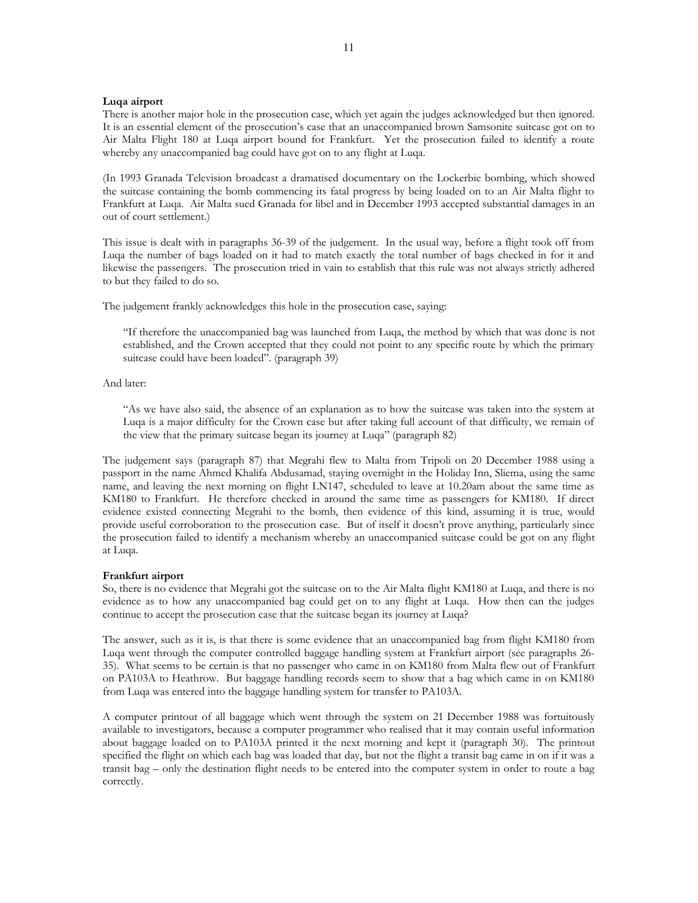**Luqa airport**

There is another major hole in the prosecution case, which yet again the judges acknowledged but then ignored. It is an essential element of the prosecution's case that an unaccompanied brown Samsonite suitcase got on to Air Malta Flight 180 at Luqa airport bound for Frankfurt. Yet the prosecution failed to identify a route whereby any unaccompanied bag could have got on to any flight at Luqa.

(In 1993 Granada Television broadcast a dramatised documentary on the Lockerbie bombing, which showed the suitcase containing the bomb commencing its fatal progress by being loaded on to an Air Malta flight to Frankfurt at Luqa. Air Malta sued Granada for libel and in December 1993 accepted substantial damages in an out of court settlement.)

This issue is dealt with in paragraphs 36-39 of the judgement. In the usual way, before a flight took off from Luqa the number of bags loaded on it had to match exactly the total number of bags checked in for it and likewise the passengers. The prosecution tried in vain to establish that this rule was not always strictly adhered to but they failed to do so.

The judgement frankly acknowledges this hole in the prosecution case, saying:

> "If therefore the unaccompanied bag was launched from Luqa, the method by which that was done is not established, and the Crown accepted that they could not point to any specific route by which the primary suitcase could have been loaded". (paragraph 39)

And later:

> "As we have also said, the absence of an explanation as to how the suitcase was taken into the system at Luqa is a major difficulty for the Crown case but after taking full account of that difficulty, we remain of the view that the primary suitcase began its journey at Luqa" (paragraph 82)

The judgement says (paragraph 87) that Megrahi flew to Malta from Tripoli on 20 December 1988 using a passport in the name Ahmed Khalifa Abdusamad, staying overnight in the Holiday Inn, Sliema, using the same name, and leaving the next morning on flight LN147, scheduled to leave at 10.20am about the same time as KM180 to Frankfurt. He therefore checked in around the same time as passengers for KM180. If direct evidence existed connecting Megrahi to the bomb, then evidence of this kind, assuming it is true, would provide useful corroboration to the prosecution case. But of itself it doesn't prove anything, particularly since the prosecution failed to identify a mechanism whereby an unaccompanied suitcase could be got on any flight at Luqa.

**Frankfurt airport**

So, there is no evidence that Megrahi got the suitcase on to the Air Malta flight KM180 at Luqa, and there is no evidence as to how any unaccompanied bag could get on to any flight at Luqa. How then can the judges continue to accept the prosecution case that the suitcase began its journey at Luqa?

The answer, such as it is, is that there is some evidence that an unaccompanied bag from flight KM180 from Luqa went through the computer controlled baggage handling system at Frankfurt airport (see paragraphs 26-35). What seems to be certain is that no passenger who came in on KM180 from Malta flew out of Frankfurt on PA103A to Heathrow. But baggage handling records seem to show that a bag which came in on KM180 from Luqa was entered into the baggage handling system for transfer to PA103A.

A computer printout of all baggage which went through the system on 21 December 1988 was fortuitously available to investigators, because a computer programmer who realised that it may contain useful information about baggage loaded on to PA103A printed it the next morning and kept it (paragraph 30). The printout specified the flight on which each bag was loaded that day, but not the flight a transit bag came in on if it was a transit bag – only the destination flight needs to be entered into the computer system in order to route a bag correctly.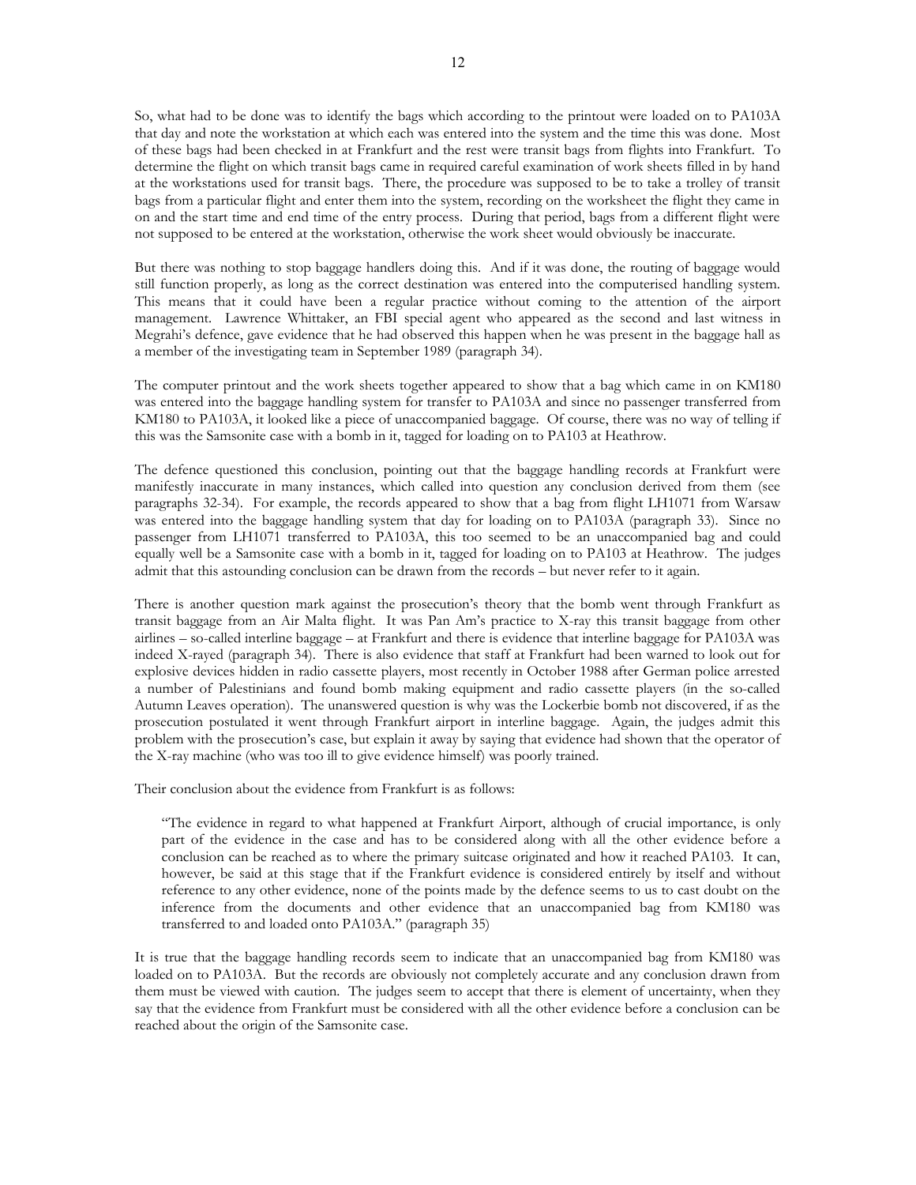So, what had to be done was to identify the bags which according to the printout were loaded on to PA103A that day and note the workstation at which each was entered into the system and the time this was done. Most of these bags had been checked in at Frankfurt and the rest were transit bags from flights into Frankfurt. To determine the flight on which transit bags came in required careful examination of work sheets filled in by hand at the workstations used for transit bags. There, the procedure was supposed to be to take a trolley of transit bags from a particular flight and enter them into the system, recording on the worksheet the flight they came in on and the start time and end time of the entry process. During that period, bags from a different flight were not supposed to be entered at the workstation, otherwise the work sheet would obviously be inaccurate.

But there was nothing to stop baggage handlers doing this. And if it was done, the routing of baggage would still function properly, as long as the correct destination was entered into the computerised handling system. This means that it could have been a regular practice without coming to the attention of the airport management. Lawrence Whittaker, an FBI special agent who appeared as the second and last witness in Megrahi's defence, gave evidence that he had observed this happen when he was present in the baggage hall as a member of the investigating team in September 1989 (paragraph 34).

The computer printout and the work sheets together appeared to show that a bag which came in on KM180 was entered into the baggage handling system for transfer to PA103A and since no passenger transferred from KM180 to PA103A, it looked like a piece of unaccompanied baggage. Of course, there was no way of telling if this was the Samsonite case with a bomb in it, tagged for loading on to PA103 at Heathrow.

The defence questioned this conclusion, pointing out that the baggage handling records at Frankfurt were manifestly inaccurate in many instances, which called into question any conclusion derived from them (see paragraphs 32-34). For example, the records appeared to show that a bag from flight LH1071 from Warsaw was entered into the baggage handling system that day for loading on to PA103A (paragraph 33). Since no passenger from LH1071 transferred to PA103A, this too seemed to be an unaccompanied bag and could equally well be a Samsonite case with a bomb in it, tagged for loading on to PA103 at Heathrow. The judges admit that this astounding conclusion can be drawn from the records – but never refer to it again.

There is another question mark against the prosecution's theory that the bomb went through Frankfurt as transit baggage from an Air Malta flight. It was Pan Am's practice to X-ray this transit baggage from other airlines – so-called interline baggage – at Frankfurt and there is evidence that interline baggage for PA103A was indeed X-rayed (paragraph 34). There is also evidence that staff at Frankfurt had been warned to look out for explosive devices hidden in radio cassette players, most recently in October 1988 after German police arrested a number of Palestinians and found bomb making equipment and radio cassette players (in the so-called Autumn Leaves operation). The unanswered question is why was the Lockerbie bomb not discovered, if as the prosecution postulated it went through Frankfurt airport in interline baggage. Again, the judges admit this problem with the prosecution's case, but explain it away by saying that evidence had shown that the operator of the X-ray machine (who was too ill to give evidence himself) was poorly trained.

Their conclusion about the evidence from Frankfurt is as follows:

> "The evidence in regard to what happened at Frankfurt Airport, although of crucial importance, is only part of the evidence in the case and has to be considered along with all the other evidence before a conclusion can be reached as to where the primary suitcase originated and how it reached PA103. It can, however, be said at this stage that if the Frankfurt evidence is considered entirely by itself and without reference to any other evidence, none of the points made by the defence seems to us to cast doubt on the inference from the documents and other evidence that an unaccompanied bag from KM180 was transferred to and loaded onto PA103A." (paragraph 35)

It is true that the baggage handling records seem to indicate that an unaccompanied bag from KM180 was loaded on to PA103A. But the records are obviously not completely accurate and any conclusion drawn from them must be viewed with caution. The judges seem to accept that there is element of uncertainty, when they say that the evidence from Frankfurt must be considered with all the other evidence before a conclusion can be reached about the origin of the Samsonite case.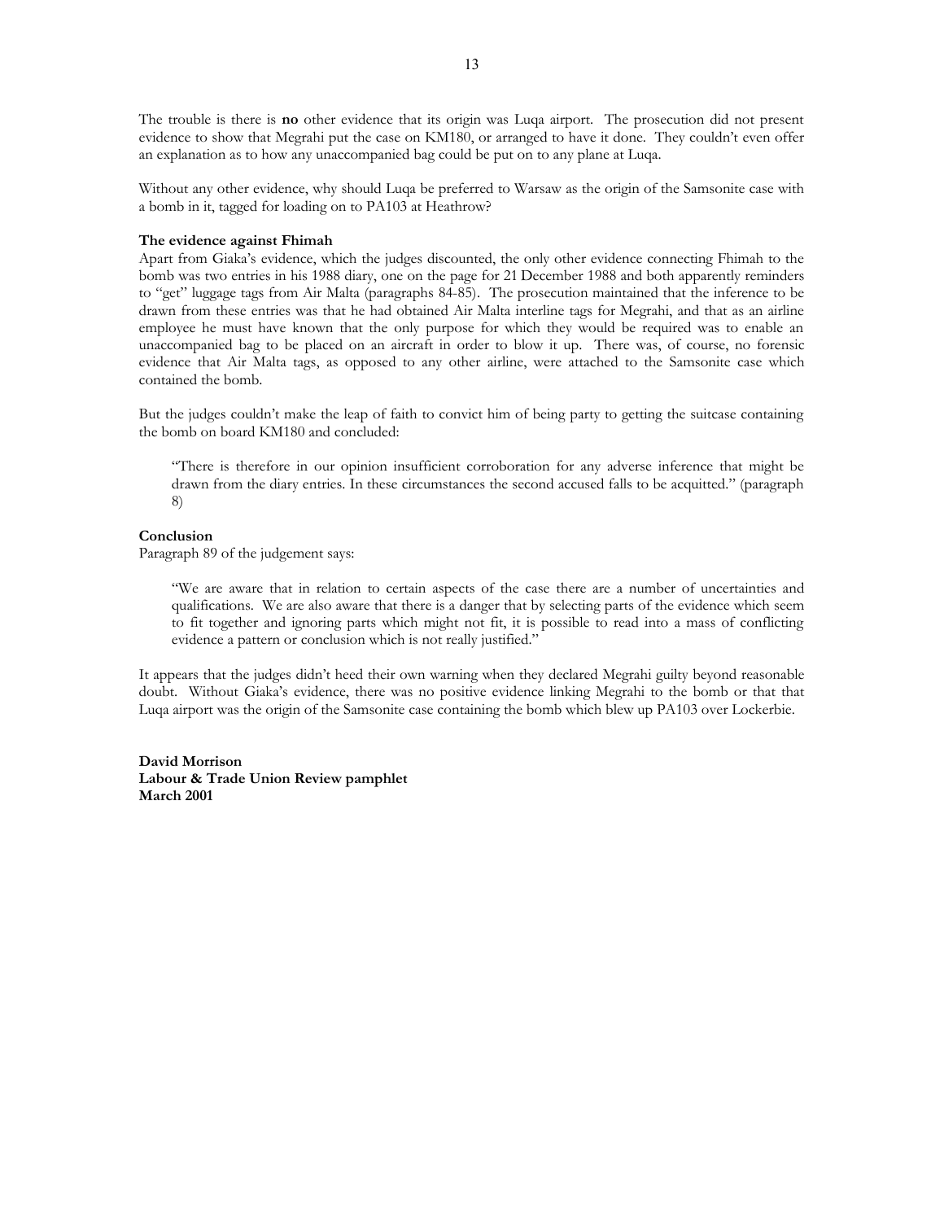The trouble is there is **no** other evidence that its origin was Luqa airport. The prosecution did not present evidence to show that Megrahi put the case on KM180, or arranged to have it done. They couldn't even offer an explanation as to how any unaccompanied bag could be put on to any plane at Luqa.

Without any other evidence, why should Luqa be preferred to Warsaw as the origin of the Samsonite case with a bomb in it, tagged for loading on to PA103 at Heathrow?

**The evidence against Fhimah**

Apart from Giaka's evidence, which the judges discounted, the only other evidence connecting Fhimah to the bomb was two entries in his 1988 diary, one on the page for 21 December 1988 and both apparently reminders to "get" luggage tags from Air Malta (paragraphs 84-85). The prosecution maintained that the inference to be drawn from these entries was that he had obtained Air Malta interline tags for Megrahi, and that as an airline employee he must have known that the only purpose for which they would be required was to enable an unaccompanied bag to be placed on an aircraft in order to blow it up. There was, of course, no forensic evidence that Air Malta tags, as opposed to any other airline, were attached to the Samsonite case which contained the bomb.

But the judges couldn't make the leap of faith to convict him of being party to getting the suitcase containing the bomb on board KM180 and concluded:

> "There is therefore in our opinion insufficient corroboration for any adverse inference that might be drawn from the diary entries. In these circumstances the second accused falls to be acquitted." (paragraph 8)

**Conclusion**

Paragraph 89 of the judgement says:

> "We are aware that in relation to certain aspects of the case there are a number of uncertainties and qualifications. We are also aware that there is a danger that by selecting parts of the evidence which seem to fit together and ignoring parts which might not fit, it is possible to read into a mass of conflicting evidence a pattern or conclusion which is not really justified."

It appears that the judges didn't heed their own warning when they declared Megrahi guilty beyond reasonable doubt. Without Giaka's evidence, there was no positive evidence linking Megrahi to the bomb or that that Luqa airport was the origin of the Samsonite case containing the bomb which blew up PA103 over Lockerbie.

**David Morrison**
**Labour & Trade Union Review pamphlet**
**March 2001**